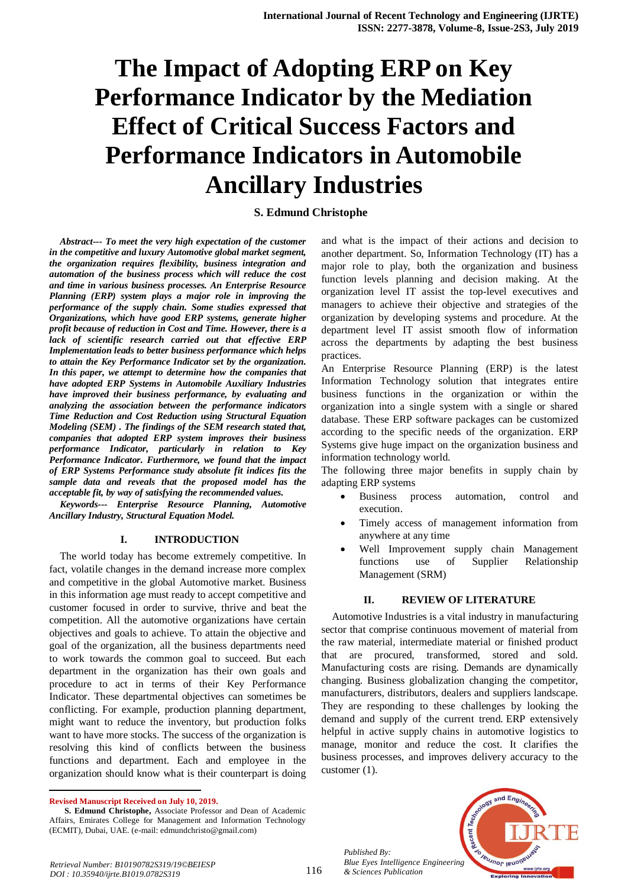# The Impact of Adopting ERP on Key Performance Indicator by the Mediation Effect of Critical Success Factors and Performance Indicators in Automobile Ancillary Industries

**S. Edmund Christophe**

***Abstract--- To meet the very high expectation of the customer in the competitive and luxury Automotive global market segment, the organization requires flexibility, business integration and automation of the business process which will reduce the cost and time in various business processes. An Enterprise Resource Planning (ERP) system plays a major role in improving the performance of the supply chain. Some studies expressed that Organizations, which have good ERP systems, generate higher profit because of reduction in Cost and Time. However, there is a lack of scientific research carried out that effective ERP Implementation leads to better business performance which helps to attain the Key Performance Indicator set by the organization. In this paper, we attempt to determine how the companies that have adopted ERP Systems in Automobile Auxiliary Industries have improved their business performance, by evaluating and analyzing the association between the performance indicators Time Reduction and Cost Reduction using Structural Equation Modeling (SEM) . The findings of the SEM research stated that, companies that adopted ERP system improves their business performance Indicator, particularly in relation to Key Performance Indicator. Furthermore, we found that the impact of ERP Systems Performance study absolute fit indices fits the sample data and reveals that the proposed model has the acceptable fit, by way of satisfying the recommended values.***

***Keywords--- Enterprise Resource Planning, Automotive Ancillary Industry, Structural Equation Model.***

## I. INTRODUCTION

The world today has become extremely competitive. In fact, volatile changes in the demand increase more complex and competitive in the global Automotive market. Business in this information age must ready to accept competitive and customer focused in order to survive, thrive and beat the competition. All the automotive organizations have certain objectives and goals to achieve. To attain the objective and goal of the organization, all the business departments need to work towards the common goal to succeed. But each department in the organization has their own goals and procedure to act in terms of their Key Performance Indicator. These departmental objectives can sometimes be conflicting. For example, production planning department, might want to reduce the inventory, but production folks want to have more stocks. The success of the organization is resolving this kind of conflicts between the business functions and department. Each and employee in the organization should know what is their counterpart is doing and what is the impact of their actions and decision to another department. So, Information Technology (IT) has a major role to play, both the organization and business function levels planning and decision making. At the organization level IT assist the top-level executives and managers to achieve their objective and strategies of the organization by developing systems and procedure. At the department level IT assist smooth flow of information across the departments by adapting the best business practices.

An Enterprise Resource Planning (ERP) is the latest Information Technology solution that integrates entire business functions in the organization or within the organization into a single system with a single or shared database. These ERP software packages can be customized according to the specific needs of the organization. ERP Systems give huge impact on the organization business and information technology world.

The following three major benefits in supply chain by adapting ERP systems

- Business process automation, control and execution.
- Timely access of management information from anywhere at any time
- Well Improvement supply chain Management functions use of Supplier Relationship Management (SRM)

## II. REVIEW OF LITERATURE

Automotive Industries is a vital industry in manufacturing sector that comprise continuous movement of material from the raw material, intermediate material or finished product that are procured, transformed, stored and sold. Manufacturing costs are rising. Demands are dynamically changing. Business globalization changing the competitor, manufacturers, distributors, dealers and suppliers landscape. They are responding to these challenges by looking the demand and supply of the current trend. ERP extensively helpful in active supply chains in automotive logistics to manage, monitor and reduce the cost. It clarifies the business processes, and improves delivery accuracy to the customer (1).

---

**Revised Manuscript Received on July 10, 2019.**

**S. Edmund Christophe,** Associate Professor and Dean of Academic Affairs, Emirates College for Management and Information Technology (ECMIT), Dubai, UAE. (e-mail: edmundchristo@gmail.com)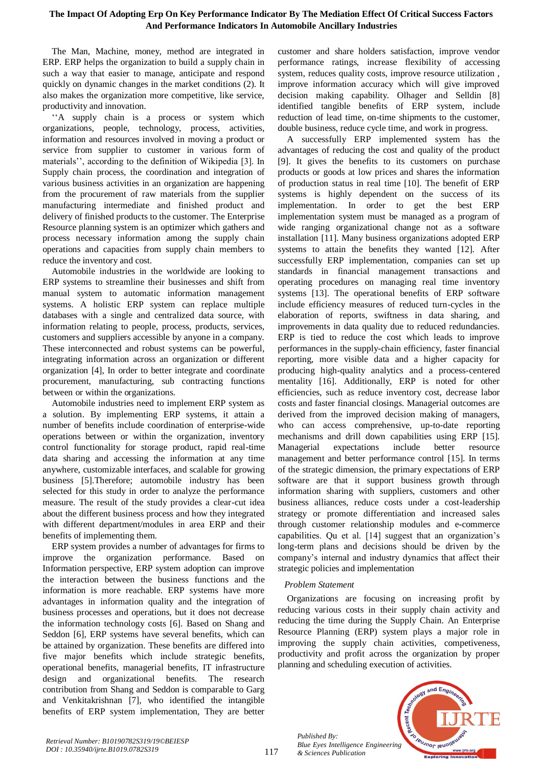The Man, Machine, money, method are integrated in ERP. ERP helps the organization to build a supply chain in such a way that easier to manage, anticipate and respond quickly on dynamic changes in the market conditions (2). It also makes the organization more competitive, like service, productivity and innovation.

''A supply chain is a process or system which organizations, people, technology, process, activities, information and resources involved in moving a product or service from supplier to customer in various form of materials'', according to the definition of Wikipedia [3]. In Supply chain process, the coordination and integration of various business activities in an organization are happening from the procurement of raw materials from the supplier manufacturing intermediate and finished product and delivery of finished products to the customer. The Enterprise Resource planning system is an optimizer which gathers and process necessary information among the supply chain operations and capacities from supply chain members to reduce the inventory and cost.

Automobile industries in the worldwide are looking to ERP systems to streamline their businesses and shift from manual system to automatic information management systems. A holistic ERP system can replace multiple databases with a single and centralized data source, with information relating to people, process, products, services, customers and suppliers accessible by anyone in a company. These interconnected and robust systems can be powerful, integrating information across an organization or different organization [4], In order to better integrate and coordinate procurement, manufacturing, sub contracting functions between or within the organizations.

Automobile industries need to implement ERP system as a solution. By implementing ERP systems, it attain a number of benefits include coordination of enterprise-wide operations between or within the organization, inventory control functionality for storage product, rapid real-time data sharing and accessing the information at any time anywhere, customizable interfaces, and scalable for growing business [5].Therefore; automobile industry has been selected for this study in order to analyze the performance measure. The result of the study provides a clear-cut idea about the different business process and how they integrated with different department/modules in area ERP and their benefits of implementing them.

ERP system provides a number of advantages for firms to improve the organization performance. Based on Information perspective, ERP system adoption can improve the interaction between the business functions and the information is more reachable. ERP systems have more advantages in information quality and the integration of business processes and operations, but it does not decrease the information technology costs [6]. Based on Shang and Seddon [6], ERP systems have several benefits, which can be attained by organization. These benefits are differed into five major benefits which include strategic benefits, operational benefits, managerial benefits, IT infrastructure design and organizational benefits. The research contribution from Shang and Seddon is comparable to Garg and Venkitakrishnan [7], who identified the intangible benefits of ERP system implementation, They are better customer and share holders satisfaction, improve vendor performance ratings, increase flexibility of accessing system, reduces quality costs, improve resource utilization , improve information accuracy which will give improved decision making capability. Olhager and Selldin [8] identified tangible benefits of ERP system, include reduction of lead time, on-time shipments to the customer, double business, reduce cycle time, and work in progress.

A successfully ERP implemented system has the advantages of reducing the cost and quality of the product [9]. It gives the benefits to its customers on purchase products or goods at low prices and shares the information of production status in real time [10]. The benefit of ERP systems is highly dependent on the success of its implementation. In order to get the best ERP implementation system must be managed as a program of wide ranging organizational change not as a software installation [11]. Many business organizations adopted ERP systems to attain the benefits they wanted [12]. After successfully ERP implementation, companies can set up standards in financial management transactions and operating procedures on managing real time inventory systems [13]. The operational benefits of ERP software include efficiency measures of reduced turn-cycles in the elaboration of reports, swiftness in data sharing, and improvements in data quality due to reduced redundancies. ERP is tied to reduce the cost which leads to improve performances in the supply-chain efficiency, faster financial reporting, more visible data and a higher capacity for producing high-quality analytics and a process-centered mentality [16]. Additionally, ERP is noted for other efficiencies, such as reduce inventory cost, decrease labor costs and faster financial closings. Managerial outcomes are derived from the improved decision making of managers, who can access comprehensive, up-to-date reporting mechanisms and drill down capabilities using ERP [15]. Managerial expectations include better resource management and better performance control [15]. In terms of the strategic dimension, the primary expectations of ERP software are that it support business growth through information sharing with suppliers, customers and other business alliances, reduce costs under a cost-leadership strategy or promote differentiation and increased sales through customer relationship modules and e-commerce capabilities. Qu et al. [14] suggest that an organization's long-term plans and decisions should be driven by the company's internal and industry dynamics that affect their strategic policies and implementation

*Problem Statement*

Organizations are focusing on increasing profit by reducing various costs in their supply chain activity and reducing the time during the Supply Chain. An Enterprise Resource Planning (ERP) system plays a major role in improving the supply chain activities, competiveness, productivity and profit across the organization by proper planning and scheduling execution of activities.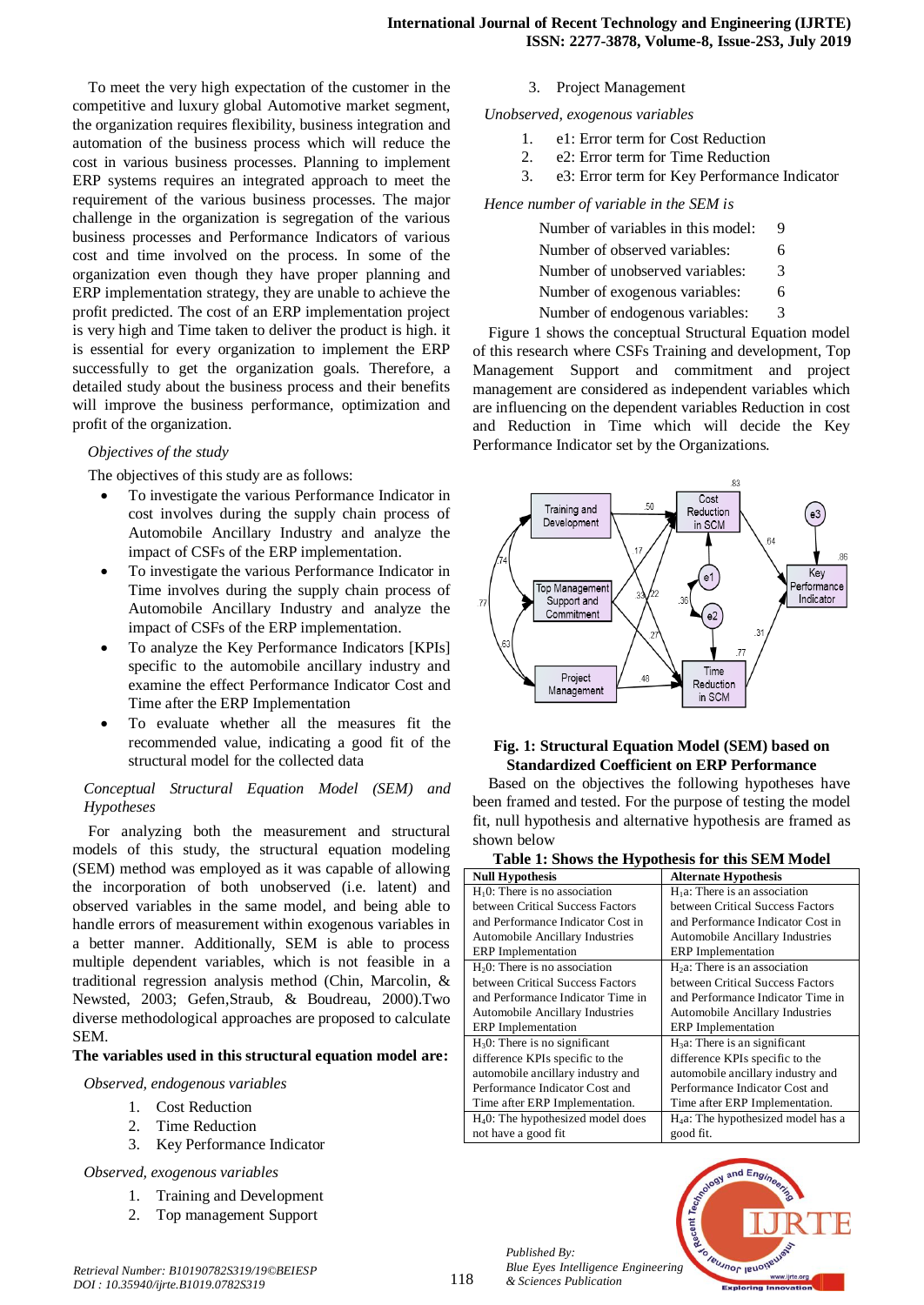To meet the very high expectation of the customer in the competitive and luxury global Automotive market segment, the organization requires flexibility, business integration and automation of the business process which will reduce the cost in various business processes. Planning to implement ERP systems requires an integrated approach to meet the requirement of the various business processes. The major challenge in the organization is segregation of the various business processes and Performance Indicators of various cost and time involved on the process. In some of the organization even though they have proper planning and ERP implementation strategy, they are unable to achieve the profit predicted. The cost of an ERP implementation project is very high and Time taken to deliver the product is high. it is essential for every organization to implement the ERP successfully to get the organization goals. Therefore, a detailed study about the business process and their benefits will improve the business performance, optimization and profit of the organization.

*Objectives of the study*

The objectives of this study are as follows:

- To investigate the various Performance Indicator in cost involves during the supply chain process of Automobile Ancillary Industry and analyze the impact of CSFs of the ERP implementation.
- To investigate the various Performance Indicator in Time involves during the supply chain process of Automobile Ancillary Industry and analyze the impact of CSFs of the ERP implementation.
- To analyze the Key Performance Indicators [KPIs] specific to the automobile ancillary industry and examine the effect Performance Indicator Cost and Time after the ERP Implementation
- To evaluate whether all the measures fit the recommended value, indicating a good fit of the structural model for the collected data

*Conceptual Structural Equation Model (SEM) and Hypotheses*

For analyzing both the measurement and structural models of this study, the structural equation modeling (SEM) method was employed as it was capable of allowing the incorporation of both unobserved (i.e. latent) and observed variables in the same model, and being able to handle errors of measurement within exogenous variables in a better manner. Additionally, SEM is able to process multiple dependent variables, which is not feasible in a traditional regression analysis method (Chin, Marcolin, & Newsted, 2003; Gefen,Straub, & Boudreau, 2000).Two diverse methodological approaches are proposed to calculate SEM.

**The variables used in this structural equation model are:**

*Observed, endogenous variables*

1. Cost Reduction
2. Time Reduction
3. Key Performance Indicator

*Observed, exogenous variables*

1. Training and Development
2. Top management Support
3. Project Management

*Unobserved, exogenous variables*

1. e1: Error term for Cost Reduction
2. e2: Error term for Time Reduction
3. e3: Error term for Key Performance Indicator

*Hence number of variable in the SEM is*

| | |
|---|---|
| Number of variables in this model: | 9 |
| Number of observed variables: | 6 |
| Number of unobserved variables: | 3 |
| Number of exogenous variables: | 6 |
| Number of endogenous variables: | 3 |

Figure 1 shows the conceptual Structural Equation model of this research where CSFs Training and development, Top Management Support and commitment and project management are considered as independent variables which are influencing on the dependent variables Reduction in cost and Reduction in Time which will decide the Key Performance Indicator set by the Organizations.

**Fig. 1: Structural Equation Model (SEM) based on Standardized Coefficient on ERP Performance**

Based on the objectives the following hypotheses have been framed and tested. For the purpose of testing the model fit, null hypothesis and alternative hypothesis are framed as shown below

**Table 1: Shows the Hypothesis for this SEM Model**

| Null Hypothesis | Alternate Hypothesis |
|---|---|
| $H_1$0: There is no association between Critical Success Factors and Performance Indicator Cost in Automobile Ancillary Industries ERP Implementation | $H_1$a: There is an association between Critical Success Factors and Performance Indicator Cost in Automobile Ancillary Industries ERP Implementation |
| $H_2$0: There is no association between Critical Success Factors and Performance Indicator Time in Automobile Ancillary Industries ERP Implementation | $H_2$a: There is an association between Critical Success Factors and Performance Indicator Time in Automobile Ancillary Industries ERP Implementation |
| $H_3$0: There is no significant difference KPIs specific to the automobile ancillary industry and Performance Indicator Cost and Time after ERP Implementation. | $H_3$a: There is an significant difference KPIs specific to the automobile ancillary industry and Performance Indicator Cost and Time after ERP Implementation. |
| $H_4$0: The hypothesized model does not have a good fit | $H_4$a: The hypothesized model has a good fit. |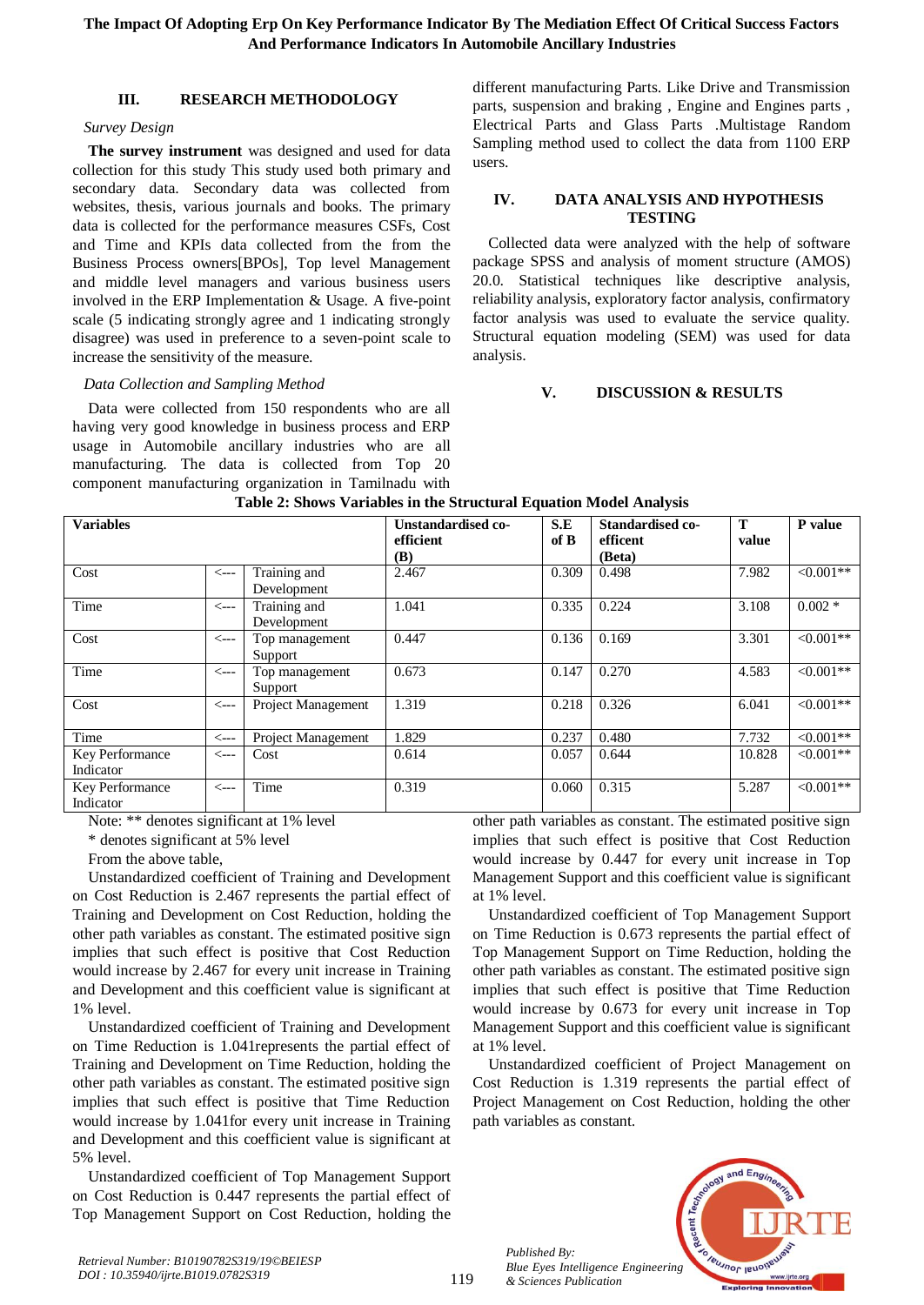## III. RESEARCH METHODOLOGY

*Survey Design*

**The survey instrument** was designed and used for data collection for this study This study used both primary and secondary data. Secondary data was collected from websites, thesis, various journals and books. The primary data is collected for the performance measures CSFs, Cost and Time and KPIs data collected from the from the Business Process owners[BPOs], Top level Management and middle level managers and various business users involved in the ERP Implementation & Usage. A five-point scale (5 indicating strongly agree and 1 indicating strongly disagree) was used in preference to a seven-point scale to increase the sensitivity of the measure.

*Data Collection and Sampling Method*

Data were collected from 150 respondents who are all having very good knowledge in business process and ERP usage in Automobile ancillary industries who are all manufacturing. The data is collected from Top 20 component manufacturing organization in Tamilnadu with different manufacturing Parts. Like Drive and Transmission parts, suspension and braking , Engine and Engines parts , Electrical Parts and Glass Parts .Multistage Random Sampling method used to collect the data from 1100 ERP users.

## IV. DATA ANALYSIS AND HYPOTHESIS TESTING

Collected data were analyzed with the help of software package SPSS and analysis of moment structure (AMOS) 20.0. Statistical techniques like descriptive analysis, reliability analysis, exploratory factor analysis, confirmatory factor analysis was used to evaluate the service quality. Structural equation modeling (SEM) was used for data analysis.

## V. DISCUSSION & RESULTS

**Table 2: Shows Variables in the Structural Equation Model Analysis**

| Variables | | | Unstandardised co-efficient (B) | S.E of B | Standardised co-efficent (Beta) | T value | P value |
|---|---|---|---|---|---|---|---|
| Cost | <--- | Training and Development | 2.467 | 0.309 | 0.498 | 7.982 | <0.001** |
| Time | <--- | Training and Development | 1.041 | 0.335 | 0.224 | 3.108 | 0.002 * |
| Cost | <--- | Top management Support | 0.447 | 0.136 | 0.169 | 3.301 | <0.001** |
| Time | <--- | Top management Support | 0.673 | 0.147 | 0.270 | 4.583 | <0.001** |
| Cost | <--- | Project Management | 1.319 | 0.218 | 0.326 | 6.041 | <0.001** |
| Time | <--- | Project Management | 1.829 | 0.237 | 0.480 | 7.732 | <0.001** |
| Key Performance Indicator | <--- | Cost | 0.614 | 0.057 | 0.644 | 10.828 | <0.001** |
| Key Performance Indicator | <--- | Time | 0.319 | 0.060 | 0.315 | 5.287 | <0.001** |

Note: ** denotes significant at 1% level

* denotes significant at 5% level

From the above table,

Unstandardized coefficient of Training and Development on Cost Reduction is 2.467 represents the partial effect of Training and Development on Cost Reduction, holding the other path variables as constant. The estimated positive sign implies that such effect is positive that Cost Reduction would increase by 2.467 for every unit increase in Training and Development and this coefficient value is significant at 1% level.

Unstandardized coefficient of Training and Development on Time Reduction is 1.041represents the partial effect of Training and Development on Time Reduction, holding the other path variables as constant. The estimated positive sign implies that such effect is positive that Time Reduction would increase by 1.041for every unit increase in Training and Development and this coefficient value is significant at 5% level.

Unstandardized coefficient of Top Management Support on Cost Reduction is 0.447 represents the partial effect of Top Management Support on Cost Reduction, holding the other path variables as constant. The estimated positive sign implies that such effect is positive that Cost Reduction would increase by 0.447 for every unit increase in Top Management Support and this coefficient value is significant at 1% level.

Unstandardized coefficient of Top Management Support on Time Reduction is 0.673 represents the partial effect of Top Management Support on Time Reduction, holding the other path variables as constant. The estimated positive sign implies that such effect is positive that Time Reduction would increase by 0.673 for every unit increase in Top Management Support and this coefficient value is significant at 1% level.

Unstandardized coefficient of Project Management on Cost Reduction is 1.319 represents the partial effect of Project Management on Cost Reduction, holding the other path variables as constant.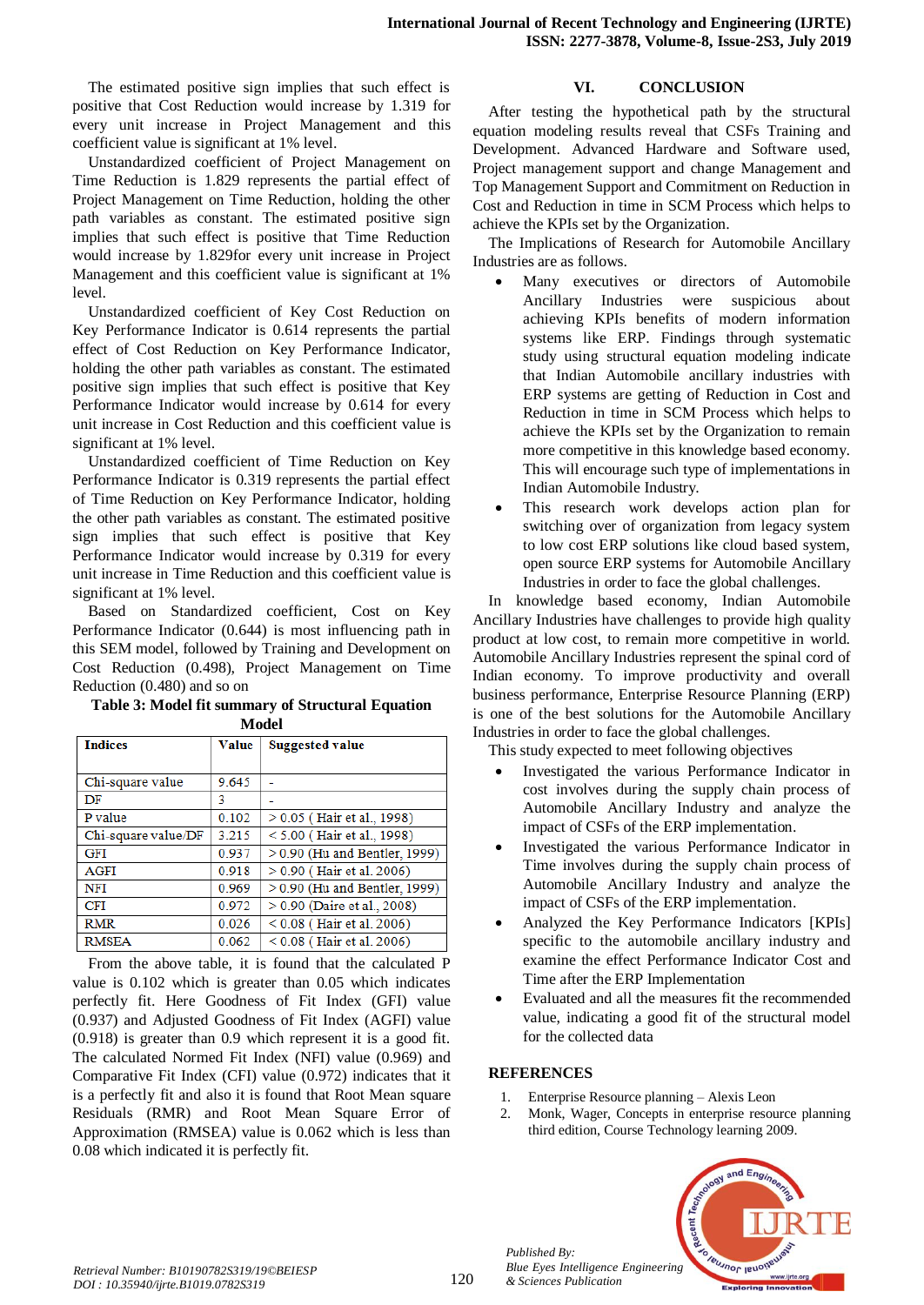The estimated positive sign implies that such effect is positive that Cost Reduction would increase by 1.319 for every unit increase in Project Management and this coefficient value is significant at 1% level.

Unstandardized coefficient of Project Management on Time Reduction is 1.829 represents the partial effect of Project Management on Time Reduction, holding the other path variables as constant. The estimated positive sign implies that such effect is positive that Time Reduction would increase by 1.829for every unit increase in Project Management and this coefficient value is significant at 1% level.

Unstandardized coefficient of Key Cost Reduction on Key Performance Indicator is 0.614 represents the partial effect of Cost Reduction on Key Performance Indicator, holding the other path variables as constant. The estimated positive sign implies that such effect is positive that Key Performance Indicator would increase by 0.614 for every unit increase in Cost Reduction and this coefficient value is significant at 1% level.

Unstandardized coefficient of Time Reduction on Key Performance Indicator is 0.319 represents the partial effect of Time Reduction on Key Performance Indicator, holding the other path variables as constant. The estimated positive sign implies that such effect is positive that Key Performance Indicator would increase by 0.319 for every unit increase in Time Reduction and this coefficient value is significant at 1% level.

Based on Standardized coefficient, Cost on Key Performance Indicator (0.644) is most influencing path in this SEM model, followed by Training and Development on Cost Reduction (0.498), Project Management on Time Reduction (0.480) and so on

**Table 3: Model fit summary of Structural Equation Model**

| Indices | Value | Suggested value |
|---|---|---|
| Chi-square value | 9.645 | - |
| DF | 3 | - |
| P value | 0.102 | > 0.05 ( Hair et al., 1998) |
| Chi-square value/DF | 3.215 | < 5.00 ( Hair et al., 1998) |
| GFI | 0.937 | > 0.90 (Hu and Bentler, 1999) |
| AGFI | 0.918 | > 0.90 ( Hair et al. 2006) |
| NFI | 0.969 | > 0.90 (Hu and Bentler, 1999) |
| CFI | 0.972 | > 0.90 (Daire et al., 2008) |
| RMR | 0.026 | < 0.08 ( Hair et al. 2006) |
| RMSEA | 0.062 | < 0.08 ( Hair et al. 2006) |

From the above table, it is found that the calculated P value is 0.102 which is greater than 0.05 which indicates perfectly fit. Here Goodness of Fit Index (GFI) value (0.937) and Adjusted Goodness of Fit Index (AGFI) value (0.918) is greater than 0.9 which represent it is a good fit. The calculated Normed Fit Index (NFI) value (0.969) and Comparative Fit Index (CFI) value (0.972) indicates that it is a perfectly fit and also it is found that Root Mean square Residuals (RMR) and Root Mean Square Error of Approximation (RMSEA) value is 0.062 which is less than 0.08 which indicated it is perfectly fit.

## VI. CONCLUSION

After testing the hypothetical path by the structural equation modeling results reveal that CSFs Training and Development. Advanced Hardware and Software used, Project management support and change Management and Top Management Support and Commitment on Reduction in Cost and Reduction in time in SCM Process which helps to achieve the KPIs set by the Organization.

The Implications of Research for Automobile Ancillary Industries are as follows.

- Many executives or directors of Automobile Ancillary Industries were suspicious about achieving KPIs benefits of modern information systems like ERP. Findings through systematic study using structural equation modeling indicate that Indian Automobile ancillary industries with ERP systems are getting of Reduction in Cost and Reduction in time in SCM Process which helps to achieve the KPIs set by the Organization to remain more competitive in this knowledge based economy. This will encourage such type of implementations in Indian Automobile Industry.
- This research work develops action plan for switching over of organization from legacy system to low cost ERP solutions like cloud based system, open source ERP systems for Automobile Ancillary Industries in order to face the global challenges.

In knowledge based economy, Indian Automobile Ancillary Industries have challenges to provide high quality product at low cost, to remain more competitive in world. Automobile Ancillary Industries represent the spinal cord of Indian economy. To improve productivity and overall business performance, Enterprise Resource Planning (ERP) is one of the best solutions for the Automobile Ancillary Industries in order to face the global challenges.

This study expected to meet following objectives

- Investigated the various Performance Indicator in cost involves during the supply chain process of Automobile Ancillary Industry and analyze the impact of CSFs of the ERP implementation.
- Investigated the various Performance Indicator in Time involves during the supply chain process of Automobile Ancillary Industry and analyze the impact of CSFs of the ERP implementation.
- Analyzed the Key Performance Indicators [KPIs] specific to the automobile ancillary industry and examine the effect Performance Indicator Cost and Time after the ERP Implementation
- Evaluated and all the measures fit the recommended value, indicating a good fit of the structural model for the collected data

## REFERENCES

1. Enterprise Resource planning – Alexis Leon
2. Monk, Wager, Concepts in enterprise resource planning third edition, Course Technology learning 2009.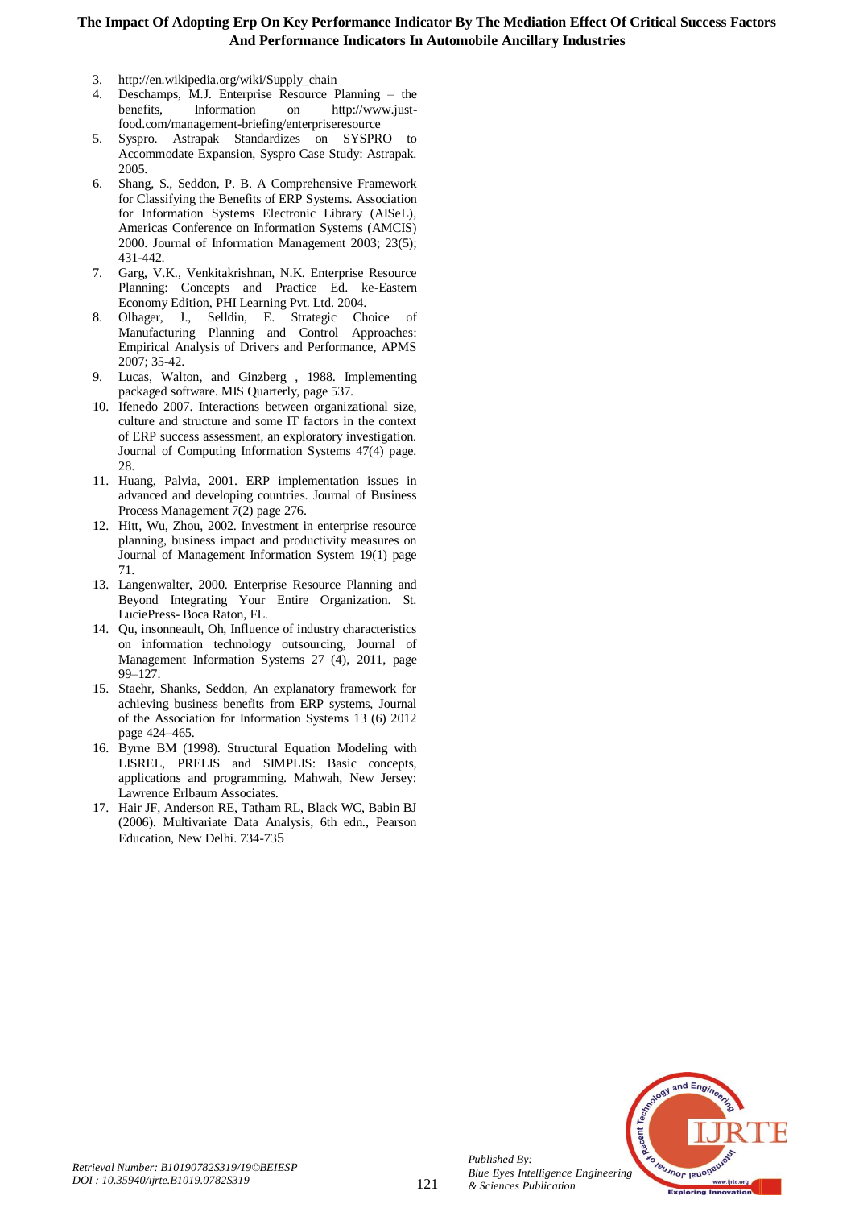3. http://en.wikipedia.org/wiki/Supply_chain
4. Deschamps, M.J. Enterprise Resource Planning – the benefits, Information on http://www.just-food.com/management-briefing/enterpriseresource
5. Syspro. Astrapak Standardizes on SYSPRO to Accommodate Expansion, Syspro Case Study: Astrapak. 2005.
6. Shang, S., Seddon, P. B. A Comprehensive Framework for Classifying the Benefits of ERP Systems. Association for Information Systems Electronic Library (AISeL), Americas Conference on Information Systems (AMCIS) 2000. Journal of Information Management 2003; 23(5); 431-442.
7. Garg, V.K., Venkitakrishnan, N.K. Enterprise Resource Planning: Concepts and Practice Ed. ke-Eastern Economy Edition, PHI Learning Pvt. Ltd. 2004.
8. Olhager, J., Selldin, E. Strategic Choice of Manufacturing Planning and Control Approaches: Empirical Analysis of Drivers and Performance, APMS 2007; 35-42.
9. Lucas, Walton, and Ginzberg , 1988. Implementing packaged software. MIS Quarterly, page 537.
10. Ifenedo 2007. Interactions between organizational size, culture and structure and some IT factors in the context of ERP success assessment, an exploratory investigation. Journal of Computing Information Systems 47(4) page. 28.
11. Huang, Palvia, 2001. ERP implementation issues in advanced and developing countries. Journal of Business Process Management 7(2) page 276.
12. Hitt, Wu, Zhou, 2002. Investment in enterprise resource planning, business impact and productivity measures on Journal of Management Information System 19(1) page 71.
13. Langenwalter, 2000. Enterprise Resource Planning and Beyond Integrating Your Entire Organization. St. LuciePress- Boca Raton, FL.
14. Qu, insonneault, Oh, Influence of industry characteristics on information technology outsourcing, Journal of Management Information Systems 27 (4), 2011, page 99–127.
15. Staehr, Shanks, Seddon, An explanatory framework for achieving business benefits from ERP systems, Journal of the Association for Information Systems 13 (6) 2012 page 424–465.
16. Byrne BM (1998). Structural Equation Modeling with LISREL, PRELIS and SIMPLIS: Basic concepts, applications and programming. Mahwah, New Jersey: Lawrence Erlbaum Associates.
17. Hair JF, Anderson RE, Tatham RL, Black WC, Babin BJ (2006). Multivariate Data Analysis, 6th edn., Pearson Education, New Delhi. 734-735